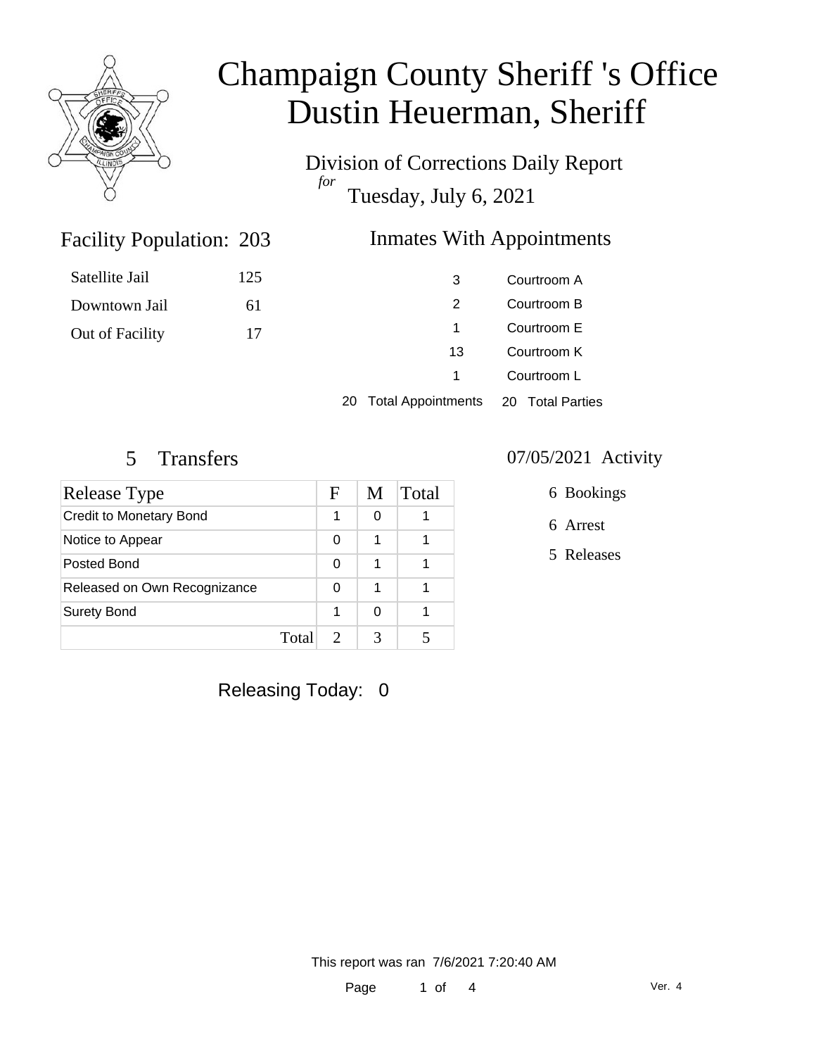# Champaign County Sheriff 's Office
# Dustin Heuerman, Sheriff

Division of Corrections Daily Report
*for*
Tuesday, July 6, 2021

## Facility Population: 203

| | |
|---|---|
| Satellite Jail | 125 |
| Downtown Jail | 61 |
| Out of Facility | 17 |

## Inmates With Appointments

| | |
|---|---|
| 3 | Courtroom A |
| 2 | Courtroom B |
| 1 | Courtroom E |
| 13 | Courtroom K |
| 1 | Courtroom L |
| 20 Total Appointments | 20 Total Parties |

## 5 Transfers

| Release Type | F | M | Total |
|---|---|---|---|
| Credit to Monetary Bond | 1 | 0 | 1 |
| Notice to Appear | 0 | 1 | 1 |
| Posted Bond | 0 | 1 | 1 |
| Released on Own Recognizance | 0 | 1 | 1 |
| Surety Bond | 1 | 0 | 1 |
| Total | 2 | 3 | 5 |

## 07/05/2021 Activity

6 Bookings

6 Arrest

5 Releases

Releasing Today: 0

This report was ran 7/6/2021 7:20:40 AM

Ver. 4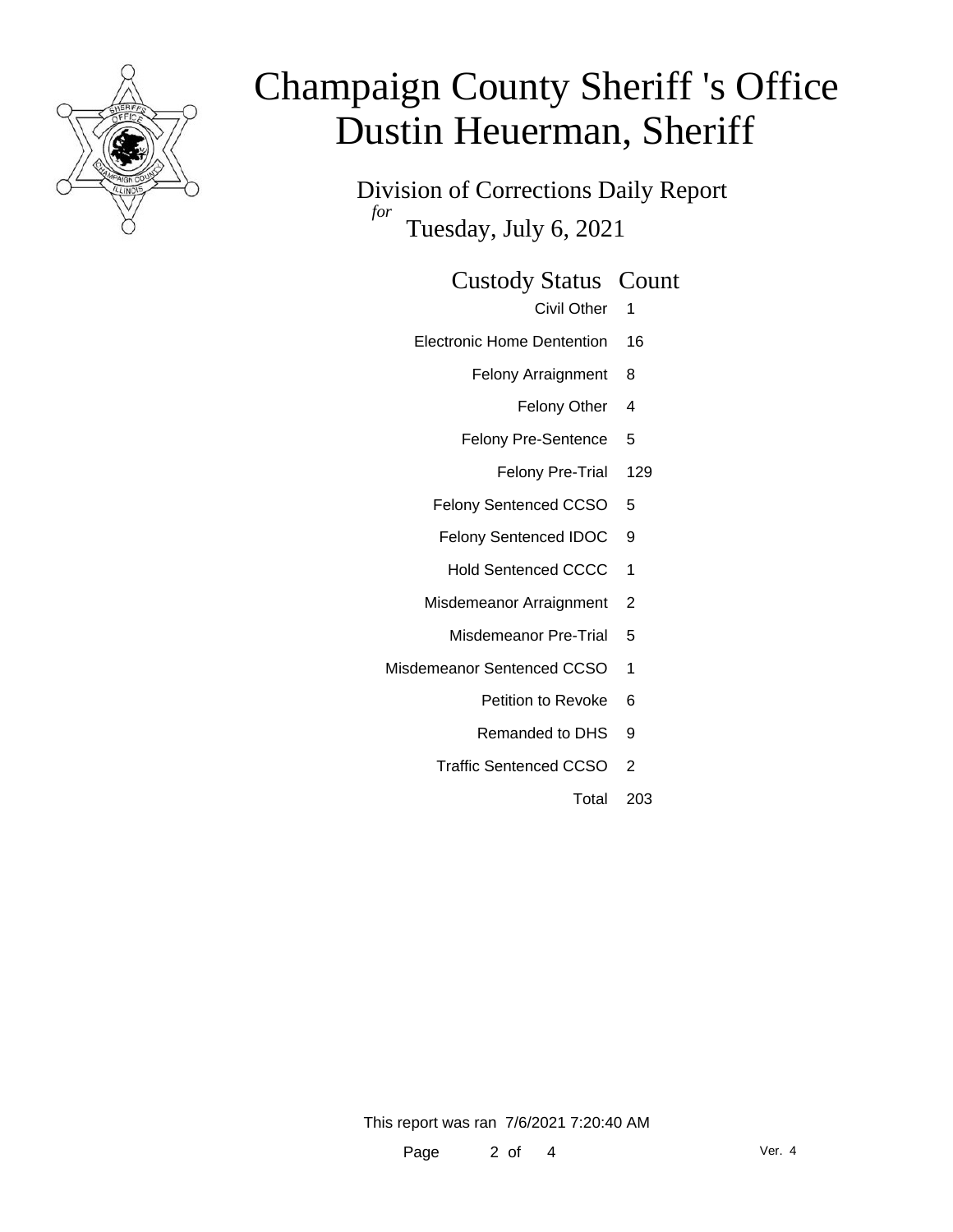# Champaign County Sheriff 's Office
# Dustin Heuerman, Sheriff

Division of Corrections Daily Report

*for* Tuesday, July 6, 2021

| Custody Status | Count |
|---|---|
| Civil Other | 1 |
| Electronic Home Dentention | 16 |
| Felony Arraignment | 8 |
| Felony Other | 4 |
| Felony Pre-Sentence | 5 |
| Felony Pre-Trial | 129 |
| Felony Sentenced CCSO | 5 |
| Felony Sentenced IDOC | 9 |
| Hold Sentenced CCCC | 1 |
| Misdemeanor Arraignment | 2 |
| Misdemeanor Pre-Trial | 5 |
| Misdemeanor Sentenced CCSO | 1 |
| Petition to Revoke | 6 |
| Remanded to DHS | 9 |
| Traffic Sentenced CCSO | 2 |
| Total | 203 |

This report was ran 7/6/2021 7:20:40 AM

Ver. 4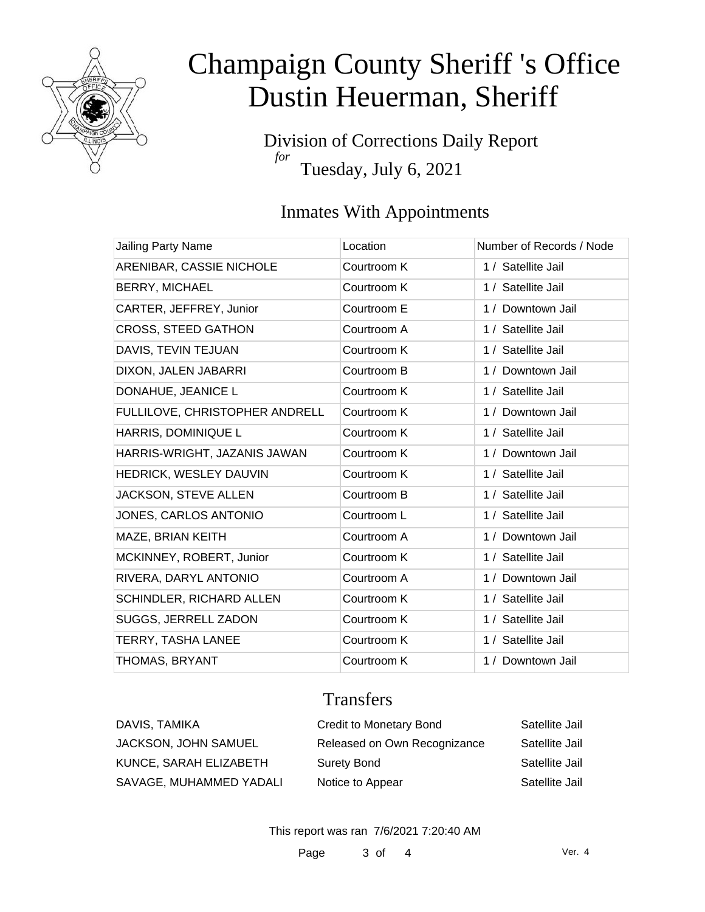# Champaign County Sheriff 's Office
# Dustin Heuerman, Sheriff

Division of Corrections Daily Report
*for*
Tuesday, July 6, 2021

## Inmates With Appointments

| Jailing Party Name | Location | Number of Records / Node |
| --- | --- | --- |
| ARENIBAR, CASSIE NICHOLE | Courtroom K | 1 / Satellite Jail |
| BERRY, MICHAEL | Courtroom K | 1 / Satellite Jail |
| CARTER, JEFFREY, Junior | Courtroom E | 1 / Downtown Jail |
| CROSS, STEED GATHON | Courtroom A | 1 / Satellite Jail |
| DAVIS, TEVIN TEJUAN | Courtroom K | 1 / Satellite Jail |
| DIXON, JALEN JABARRI | Courtroom B | 1 / Downtown Jail |
| DONAHUE, JEANICE L | Courtroom K | 1 / Satellite Jail |
| FULLILOVE, CHRISTOPHER ANDRELL | Courtroom K | 1 / Downtown Jail |
| HARRIS, DOMINIQUE L | Courtroom K | 1 / Satellite Jail |
| HARRIS-WRIGHT, JAZANIS JAWAN | Courtroom K | 1 / Downtown Jail |
| HEDRICK, WESLEY DAUVIN | Courtroom K | 1 / Satellite Jail |
| JACKSON, STEVE ALLEN | Courtroom B | 1 / Satellite Jail |
| JONES, CARLOS ANTONIO | Courtroom L | 1 / Satellite Jail |
| MAZE, BRIAN KEITH | Courtroom A | 1 / Downtown Jail |
| MCKINNEY, ROBERT, Junior | Courtroom K | 1 / Satellite Jail |
| RIVERA, DARYL ANTONIO | Courtroom A | 1 / Downtown Jail |
| SCHINDLER, RICHARD ALLEN | Courtroom K | 1 / Satellite Jail |
| SUGGS, JERRELL ZADON | Courtroom K | 1 / Satellite Jail |
| TERRY, TASHA LANEE | Courtroom K | 1 / Satellite Jail |
| THOMAS, BRYANT | Courtroom K | 1 / Downtown Jail |

## Transfers

| | | |
| --- | --- | --- |
| DAVIS, TAMIKA | Credit to Monetary Bond | Satellite Jail |
| JACKSON, JOHN SAMUEL | Released on Own Recognizance | Satellite Jail |
| KUNCE, SARAH ELIZABETH | Surety Bond | Satellite Jail |
| SAVAGE, MUHAMMED YADALI | Notice to Appear | Satellite Jail |

This report was ran 7/6/2021 7:20:40 AM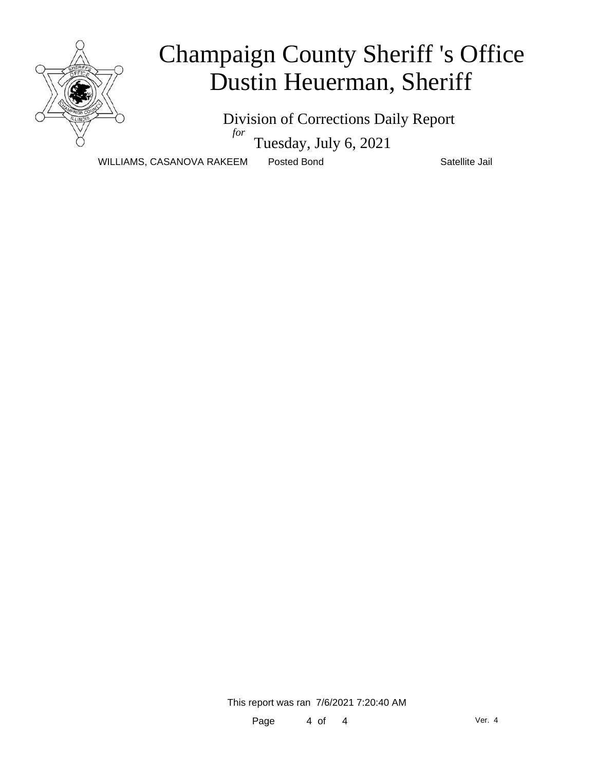# Champaign County Sheriff 's Office
# Dustin Heuerman, Sheriff

Division of Corrections Daily Report

*for* Tuesday, July 6, 2021

| | | |
|---|---|---|
| WILLIAMS, CASANOVA RAKEEM | Posted Bond | Satellite Jail |

This report was ran 7/6/2021 7:20:40 AM

Ver. 4